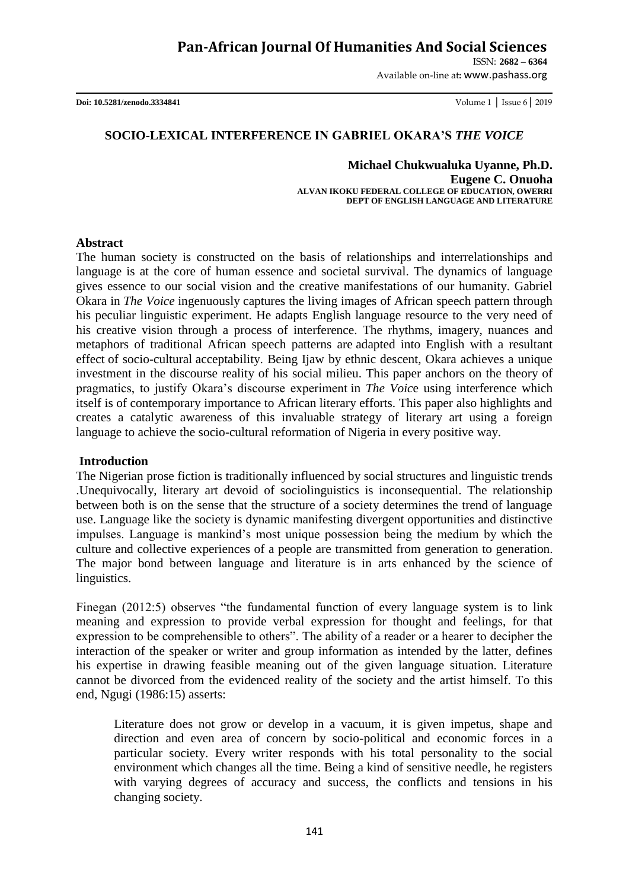# SOCIO-LEXICAL INTERFERENCE IN GABRIEL OKARA'S *THE VOICE*

**Michael Chukwualuka Uyanne, Ph.D.**
**Eugene C. Onuoha**
**ALVAN IKOKU FEDERAL COLLEGE OF EDUCATION, OWERRI**
**DEPT OF ENGLISH LANGUAGE AND LITERATURE**

## Abstract

The human society is constructed on the basis of relationships and interrelationships and language is at the core of human essence and societal survival. The dynamics of language gives essence to our social vision and the creative manifestations of our humanity. Gabriel Okara in *The Voice* ingenuously captures the living images of African speech pattern through his peculiar linguistic experiment. He adapts English language resource to the very need of his creative vision through a process of interference. The rhythms, imagery, nuances and metaphors of traditional African speech patterns are adapted into English with a resultant effect of socio-cultural acceptability. Being Ijaw by ethnic descent, Okara achieves a unique investment in the discourse reality of his social milieu. This paper anchors on the theory of pragmatics, to justify Okara's discourse experiment in *The Voic*e using interference which itself is of contemporary importance to African literary efforts. This paper also highlights and creates a catalytic awareness of this invaluable strategy of literary art using a foreign language to achieve the socio-cultural reformation of Nigeria in every positive way.

## Introduction

The Nigerian prose fiction is traditionally influenced by social structures and linguistic trends .Unequivocally, literary art devoid of sociolinguistics is inconsequential. The relationship between both is on the sense that the structure of a society determines the trend of language use. Language like the society is dynamic manifesting divergent opportunities and distinctive impulses. Language is mankind's most unique possession being the medium by which the culture and collective experiences of a people are transmitted from generation to generation. The major bond between language and literature is in arts enhanced by the science of linguistics.

Finegan (2012:5) observes "the fundamental function of every language system is to link meaning and expression to provide verbal expression for thought and feelings, for that expression to be comprehensible to others". The ability of a reader or a hearer to decipher the interaction of the speaker or writer and group information as intended by the latter, defines his expertise in drawing feasible meaning out of the given language situation. Literature cannot be divorced from the evidenced reality of the society and the artist himself. To this end, Ngugi (1986:15) asserts:

> Literature does not grow or develop in a vacuum, it is given impetus, shape and direction and even area of concern by socio-political and economic forces in a particular society. Every writer responds with his total personality to the social environment which changes all the time. Being a kind of sensitive needle, he registers with varying degrees of accuracy and success, the conflicts and tensions in his changing society.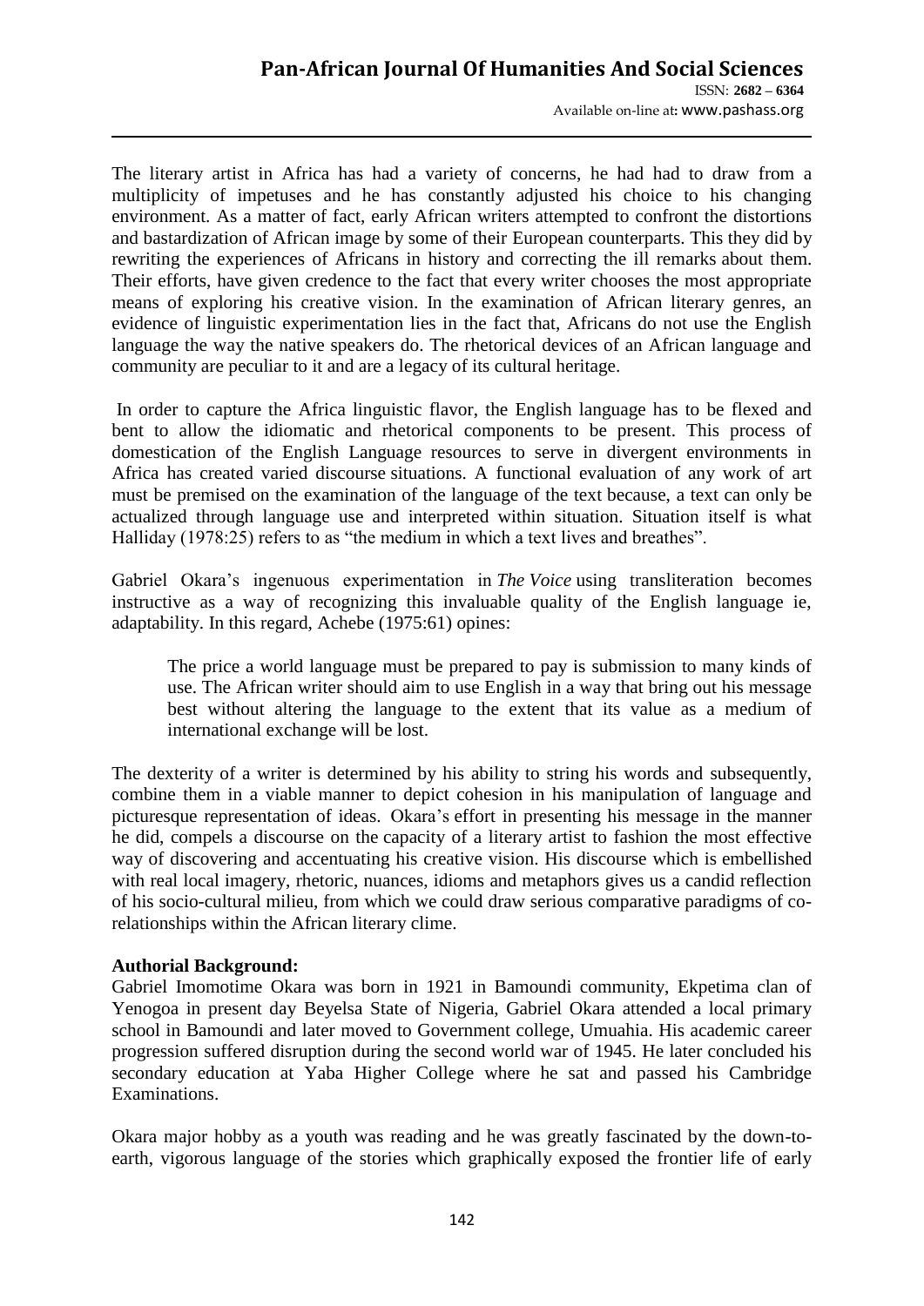The literary artist in Africa has had a variety of concerns, he had had to draw from a multiplicity of impetuses and he has constantly adjusted his choice to his changing environment. As a matter of fact, early African writers attempted to confront the distortions and bastardization of African image by some of their European counterparts. This they did by rewriting the experiences of Africans in history and correcting the ill remarks about them. Their efforts, have given credence to the fact that every writer chooses the most appropriate means of exploring his creative vision. In the examination of African literary genres, an evidence of linguistic experimentation lies in the fact that, Africans do not use the English language the way the native speakers do. The rhetorical devices of an African language and community are peculiar to it and are a legacy of its cultural heritage.

In order to capture the Africa linguistic flavor, the English language has to be flexed and bent to allow the idiomatic and rhetorical components to be present. This process of domestication of the English Language resources to serve in divergent environments in Africa has created varied discourse situations. A functional evaluation of any work of art must be premised on the examination of the language of the text because, a text can only be actualized through language use and interpreted within situation. Situation itself is what Halliday (1978:25) refers to as "the medium in which a text lives and breathes".

Gabriel Okara's ingenuous experimentation in *The Voice* using transliteration becomes instructive as a way of recognizing this invaluable quality of the English language ie, adaptability. In this regard, Achebe (1975:61) opines:

> The price a world language must be prepared to pay is submission to many kinds of use. The African writer should aim to use English in a way that bring out his message best without altering the language to the extent that its value as a medium of international exchange will be lost.

The dexterity of a writer is determined by his ability to string his words and subsequently, combine them in a viable manner to depict cohesion in his manipulation of language and picturesque representation of ideas. Okara's effort in presenting his message in the manner he did, compels a discourse on the capacity of a literary artist to fashion the most effective way of discovering and accentuating his creative vision. His discourse which is embellished with real local imagery, rhetoric, nuances, idioms and metaphors gives us a candid reflection of his socio-cultural milieu, from which we could draw serious comparative paradigms of co-relationships within the African literary clime.

**Authorial Background:**

Gabriel Imomotime Okara was born in 1921 in Bamoundi community, Ekpetima clan of Yenogoa in present day Beyelsa State of Nigeria, Gabriel Okara attended a local primary school in Bamoundi and later moved to Government college, Umuahia. His academic career progression suffered disruption during the second world war of 1945. He later concluded his secondary education at Yaba Higher College where he sat and passed his Cambridge Examinations.

Okara major hobby as a youth was reading and he was greatly fascinated by the down-to-earth, vigorous language of the stories which graphically exposed the frontier life of early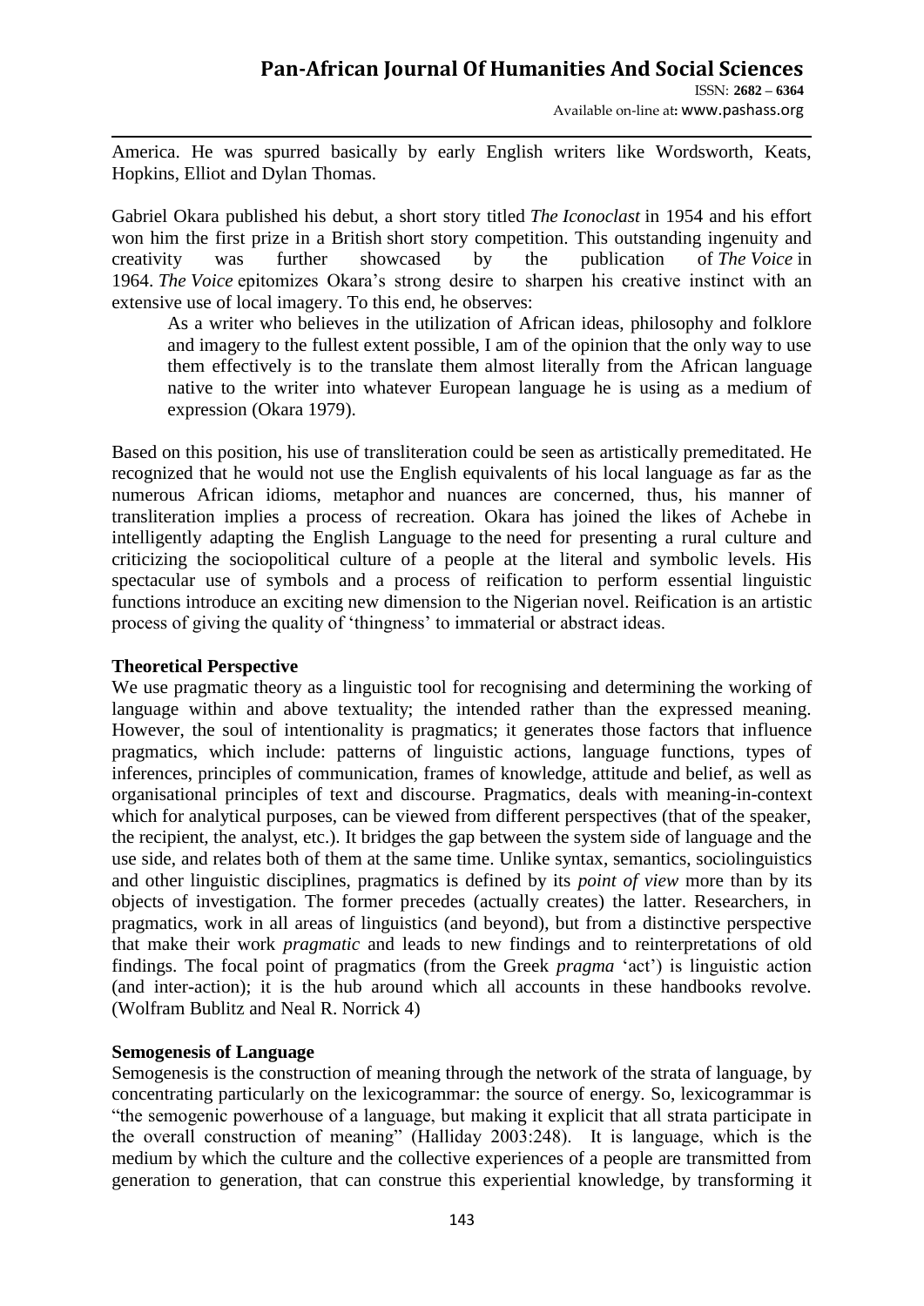America. He was spurred basically by early English writers like Wordsworth, Keats, Hopkins, Elliot and Dylan Thomas.

Gabriel Okara published his debut, a short story titled *The Iconoclast* in 1954 and his effort won him the first prize in a British short story competition. This outstanding ingenuity and creativity was further showcased by the publication of *The Voice* in 1964. *The Voice* epitomizes Okara's strong desire to sharpen his creative instinct with an extensive use of local imagery. To this end, he observes:

> As a writer who believes in the utilization of African ideas, philosophy and folklore and imagery to the fullest extent possible, I am of the opinion that the only way to use them effectively is to the translate them almost literally from the African language native to the writer into whatever European language he is using as a medium of expression (Okara 1979).

Based on this position, his use of transliteration could be seen as artistically premeditated. He recognized that he would not use the English equivalents of his local language as far as the numerous African idioms, metaphor and nuances are concerned, thus, his manner of transliteration implies a process of recreation. Okara has joined the likes of Achebe in intelligently adapting the English Language to the need for presenting a rural culture and criticizing the sociopolitical culture of a people at the literal and symbolic levels. His spectacular use of symbols and a process of reification to perform essential linguistic functions introduce an exciting new dimension to the Nigerian novel. Reification is an artistic process of giving the quality of 'thingness' to immaterial or abstract ideas.

**Theoretical Perspective**

We use pragmatic theory as a linguistic tool for recognising and determining the working of language within and above textuality; the intended rather than the expressed meaning. However, the soul of intentionality is pragmatics; it generates those factors that influence pragmatics, which include: patterns of linguistic actions, language functions, types of inferences, principles of communication, frames of knowledge, attitude and belief, as well as organisational principles of text and discourse. Pragmatics, deals with meaning-in-context which for analytical purposes, can be viewed from different perspectives (that of the speaker, the recipient, the analyst, etc.). It bridges the gap between the system side of language and the use side, and relates both of them at the same time. Unlike syntax, semantics, sociolinguistics and other linguistic disciplines, pragmatics is defined by its *point of view* more than by its objects of investigation. The former precedes (actually creates) the latter. Researchers, in pragmatics, work in all areas of linguistics (and beyond), but from a distinctive perspective that make their work *pragmatic* and leads to new findings and to reinterpretations of old findings. The focal point of pragmatics (from the Greek *pragma* 'act') is linguistic action (and inter-action); it is the hub around which all accounts in these handbooks revolve. (Wolfram Bublitz and Neal R. Norrick 4)

**Semogenesis of Language**

Semogenesis is the construction of meaning through the network of the strata of language, by concentrating particularly on the lexicogrammar: the source of energy. So, lexicogrammar is "the semogenic powerhouse of a language, but making it explicit that all strata participate in the overall construction of meaning" (Halliday 2003:248). It is language, which is the medium by which the culture and the collective experiences of a people are transmitted from generation to generation, that can construe this experiential knowledge, by transforming it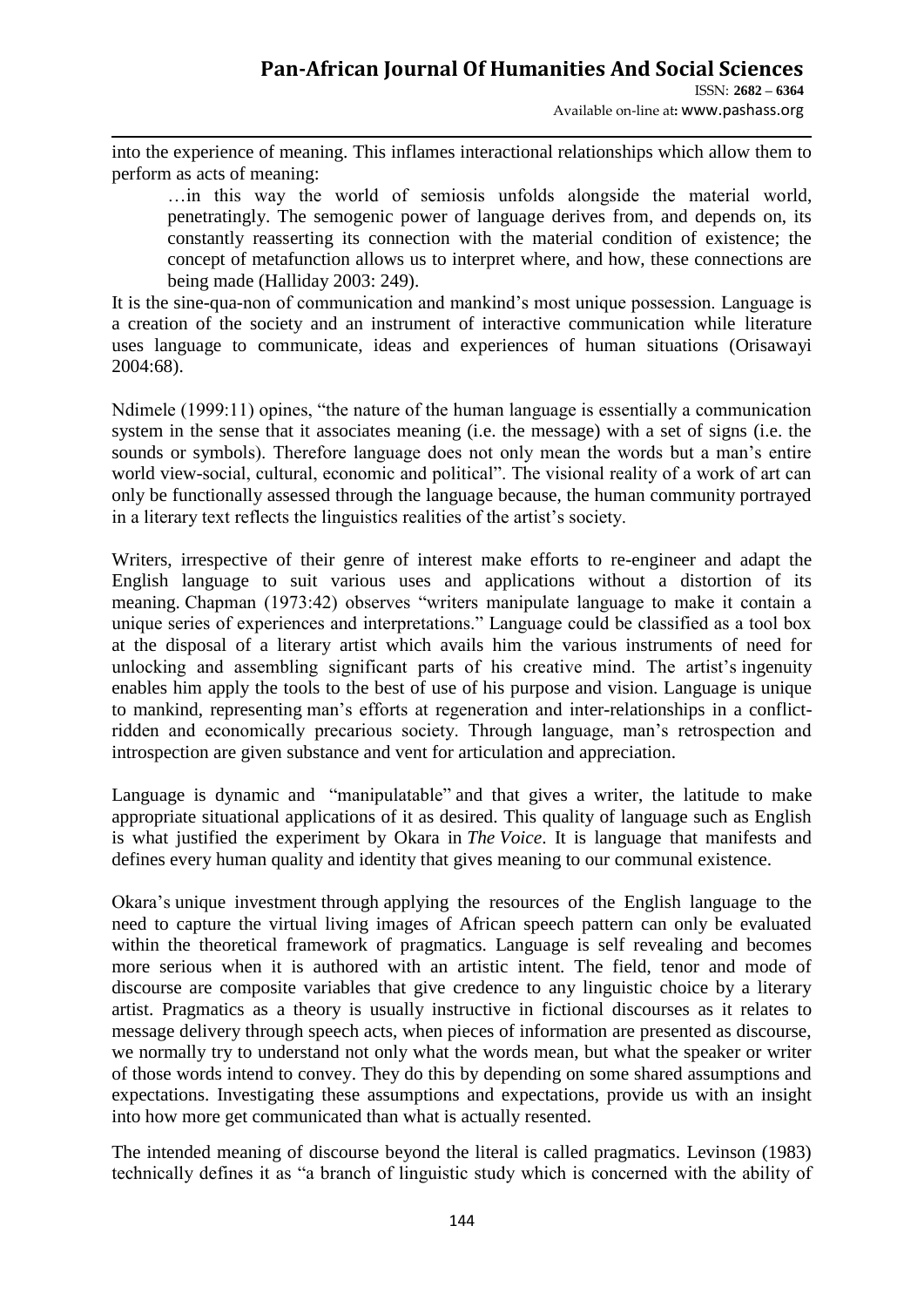into the experience of meaning. This inflames interactional relationships which allow them to perform as acts of meaning:

> …in this way the world of semiosis unfolds alongside the material world, penetratingly. The semogenic power of language derives from, and depends on, its constantly reasserting its connection with the material condition of existence; the concept of metafunction allows us to interpret where, and how, these connections are being made (Halliday 2003: 249).

It is the sine-qua-non of communication and mankind's most unique possession. Language is a creation of the society and an instrument of interactive communication while literature uses language to communicate, ideas and experiences of human situations (Orisawayi 2004:68).

Ndimele (1999:11) opines, "the nature of the human language is essentially a communication system in the sense that it associates meaning (i.e. the message) with a set of signs (i.e. the sounds or symbols). Therefore language does not only mean the words but a man's entire world view-social, cultural, economic and political". The visional reality of a work of art can only be functionally assessed through the language because, the human community portrayed in a literary text reflects the linguistics realities of the artist's society.

Writers, irrespective of their genre of interest make efforts to re-engineer and adapt the English language to suit various uses and applications without a distortion of its meaning. Chapman (1973:42) observes "writers manipulate language to make it contain a unique series of experiences and interpretations." Language could be classified as a tool box at the disposal of a literary artist which avails him the various instruments of need for unlocking and assembling significant parts of his creative mind. The artist's ingenuity enables him apply the tools to the best of use of his purpose and vision. Language is unique to mankind, representing man's efforts at regeneration and inter-relationships in a conflict-ridden and economically precarious society. Through language, man's retrospection and introspection are given substance and vent for articulation and appreciation.

Language is dynamic and "manipulatable" and that gives a writer, the latitude to make appropriate situational applications of it as desired. This quality of language such as English is what justified the experiment by Okara in *The Voice*. It is language that manifests and defines every human quality and identity that gives meaning to our communal existence.

Okara's unique investment through applying the resources of the English language to the need to capture the virtual living images of African speech pattern can only be evaluated within the theoretical framework of pragmatics. Language is self revealing and becomes more serious when it is authored with an artistic intent. The field, tenor and mode of discourse are composite variables that give credence to any linguistic choice by a literary artist. Pragmatics as a theory is usually instructive in fictional discourses as it relates to message delivery through speech acts, when pieces of information are presented as discourse, we normally try to understand not only what the words mean, but what the speaker or writer of those words intend to convey. They do this by depending on some shared assumptions and expectations. Investigating these assumptions and expectations, provide us with an insight into how more get communicated than what is actually resented.

The intended meaning of discourse beyond the literal is called pragmatics. Levinson (1983) technically defines it as "a branch of linguistic study which is concerned with the ability of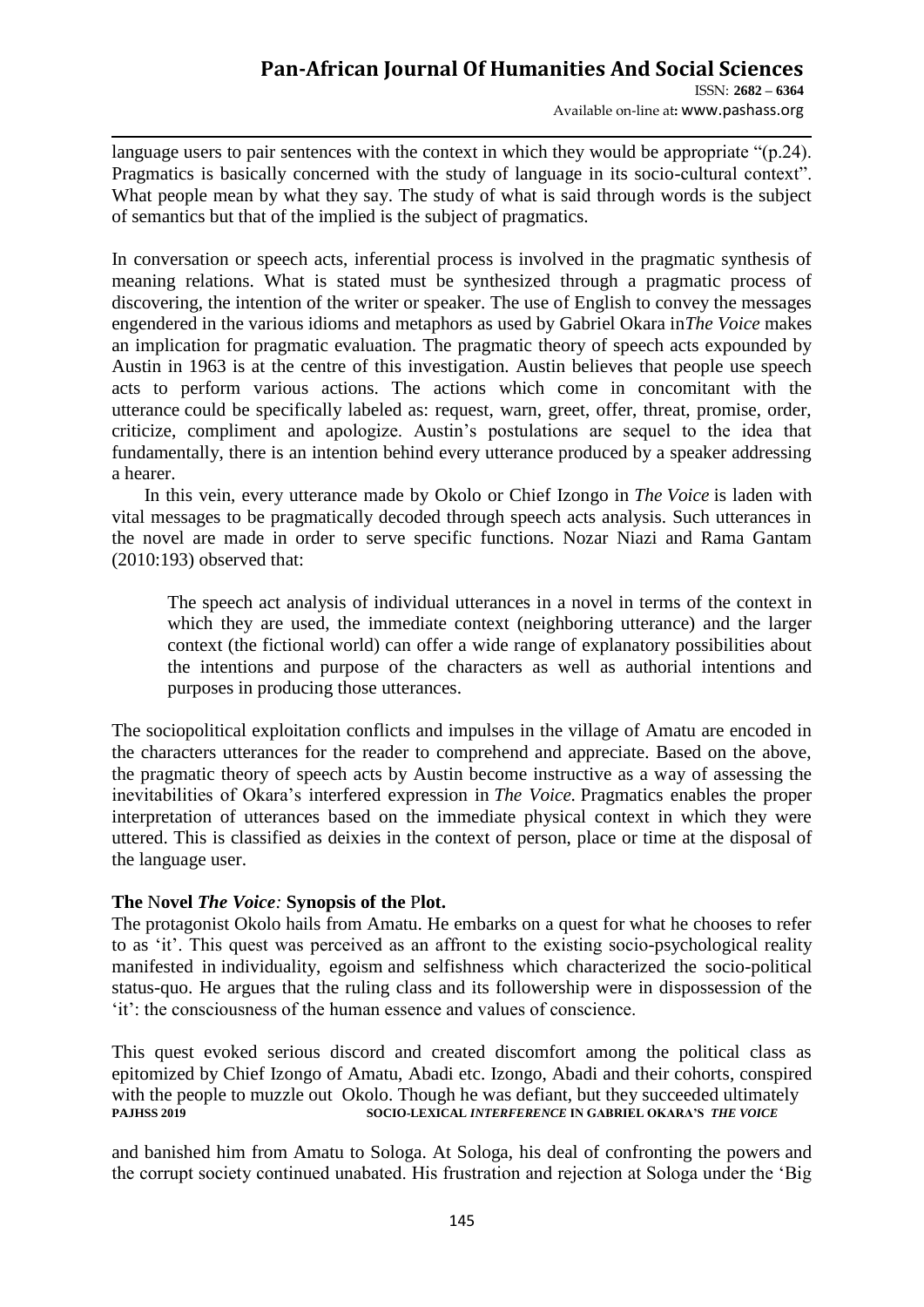language users to pair sentences with the context in which they would be appropriate "(p.24). Pragmatics is basically concerned with the study of language in its socio-cultural context". What people mean by what they say. The study of what is said through words is the subject of semantics but that of the implied is the subject of pragmatics.

In conversation or speech acts, inferential process is involved in the pragmatic synthesis of meaning relations. What is stated must be synthesized through a pragmatic process of discovering, the intention of the writer or speaker. The use of English to convey the messages engendered in the various idioms and metaphors as used by Gabriel Okara in*The Voice* makes an implication for pragmatic evaluation. The pragmatic theory of speech acts expounded by Austin in 1963 is at the centre of this investigation. Austin believes that people use speech acts to perform various actions. The actions which come in concomitant with the utterance could be specifically labeled as: request, warn, greet, offer, threat, promise, order, criticize, compliment and apologize. Austin's postulations are sequel to the idea that fundamentally, there is an intention behind every utterance produced by a speaker addressing a hearer.

In this vein, every utterance made by Okolo or Chief Izongo in *The Voice* is laden with vital messages to be pragmatically decoded through speech acts analysis. Such utterances in the novel are made in order to serve specific functions. Nozar Niazi and Rama Gantam (2010:193) observed that:

> The speech act analysis of individual utterances in a novel in terms of the context in which they are used, the immediate context (neighboring utterance) and the larger context (the fictional world) can offer a wide range of explanatory possibilities about the intentions and purpose of the characters as well as authorial intentions and purposes in producing those utterances.

The sociopolitical exploitation conflicts and impulses in the village of Amatu are encoded in the characters utterances for the reader to comprehend and appreciate. Based on the above, the pragmatic theory of speech acts by Austin become instructive as a way of assessing the inevitabilities of Okara's interfered expression in *The Voice.* Pragmatics enables the proper interpretation of utterances based on the immediate physical context in which they were uttered. This is classified as deixies in the context of person, place or time at the disposal of the language user.

## The Novel *The Voice:* Synopsis of the Plot.

The protagonist Okolo hails from Amatu. He embarks on a quest for what he chooses to refer to as 'it'. This quest was perceived as an affront to the existing socio-psychological reality manifested in individuality, egoism and selfishness which characterized the socio-political status-quo. He argues that the ruling class and its followership were in dispossession of the 'it': the consciousness of the human essence and values of conscience.

This quest evoked serious discord and created discomfort among the political class as epitomized by Chief Izongo of Amatu, Abadi etc. Izongo, Abadi and their cohorts, conspired with the people to muzzle out Okolo. Though he was defiant, but they succeeded ultimately and banished him from Amatu to Sologa. At Sologa, his deal of confronting the powers and the corrupt society continued unabated. His frustration and rejection at Sologa under the 'Big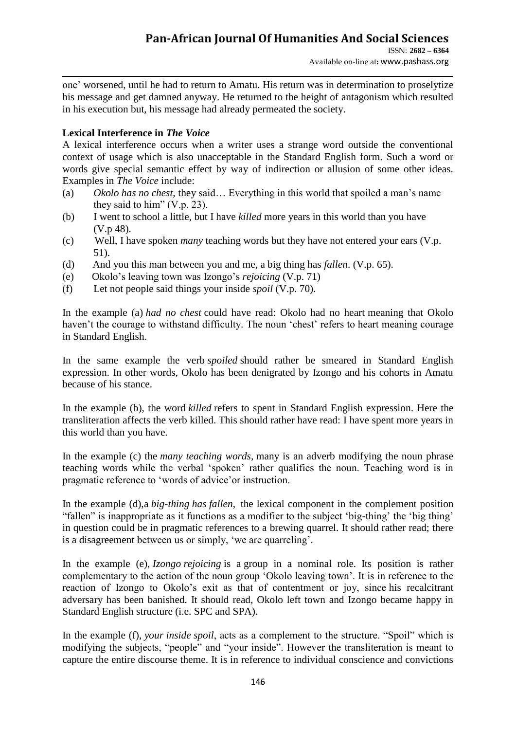one' worsened, until he had to return to Amatu. His return was in determination to proselytize his message and get damned anyway. He returned to the height of antagonism which resulted in his execution but, his message had already permeated the society.

**Lexical Interference in *The Voice***

A lexical interference occurs when a writer uses a strange word outside the conventional context of usage which is also unacceptable in the Standard English form. Such a word or words give special semantic effect by way of indirection or allusion of some other ideas. Examples in *The Voice* include:

(a) *Okolo has no chest,* they said… Everything in this world that spoiled a man's name they said to him" (V.p. 23).

(b) I went to school a little, but I have *killed* more years in this world than you have (V.p 48).

(c) Well, I have spoken *many* teaching words but they have not entered your ears (V.p. 51).

(d) And you this man between you and me, a big thing has *fallen*. (V.p. 65).

(e) Okolo's leaving town was Izongo's *rejoicing* (V.p. 71)

(f) Let not people said things your inside *spoil* (V.p. 70).

In the example (a) *had no chest* could have read: Okolo had no heart meaning that Okolo haven't the courage to withstand difficulty. The noun 'chest' refers to heart meaning courage in Standard English.

In the same example the verb *spoiled* should rather be smeared in Standard English expression. In other words, Okolo has been denigrated by Izongo and his cohorts in Amatu because of his stance.

In the example (b), the word *killed* refers to spent in Standard English expression. Here the transliteration affects the verb killed. This should rather have read: I have spent more years in this world than you have.

In the example (c) the *many teaching words,* many is an adverb modifying the noun phrase teaching words while the verbal 'spoken' rather qualifies the noun. Teaching word is in pragmatic reference to 'words of advice'or instruction.

In the example (d),a *big-thing has fallen*, the lexical component in the complement position "fallen" is inappropriate as it functions as a modifier to the subject 'big-thing' the 'big thing' in question could be in pragmatic references to a brewing quarrel. It should rather read; there is a disagreement between us or simply, 'we are quarreling'.

In the example (e), *Izongo rejoicing* is a group in a nominal role. Its position is rather complementary to the action of the noun group 'Okolo leaving town'. It is in reference to the reaction of Izongo to Okolo's exit as that of contentment or joy, since his recalcitrant adversary has been banished. It should read, Okolo left town and Izongo became happy in Standard English structure (i.e. SPC and SPA).

In the example (f), *your inside spoil*, acts as a complement to the structure. "Spoil" which is modifying the subjects, "people" and "your inside". However the transliteration is meant to capture the entire discourse theme. It is in reference to individual conscience and convictions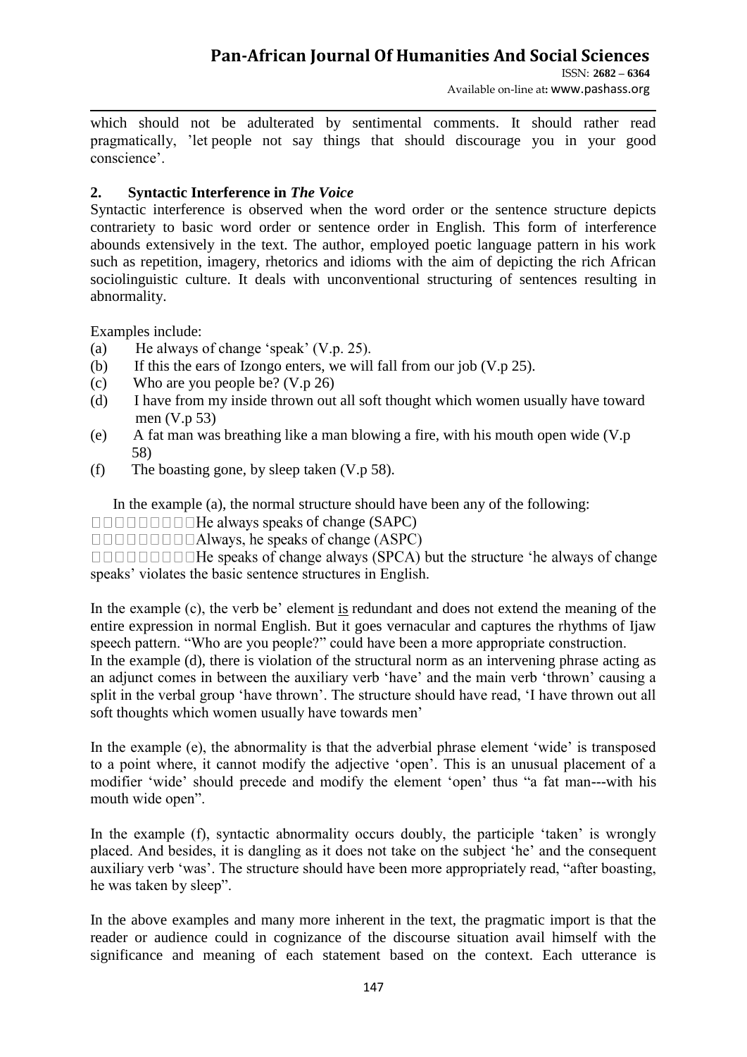which should not be adulterated by sentimental comments. It should rather read pragmatically, 'let people not say things that should discourage you in your good conscience'.

## 2. Syntactic Interference in *The Voice*

Syntactic interference is observed when the word order or the sentence structure depicts contrariety to basic word order or sentence order in English. This form of interference abounds extensively in the text. The author, employed poetic language pattern in his work such as repetition, imagery, rhetorics and idioms with the aim of depicting the rich African sociolinguistic culture. It deals with unconventional structuring of sentences resulting in abnormality.

Examples include:

(a) He always of change 'speak' (V.p. 25).
(b) If this the ears of Izongo enters, we will fall from our job (V.p 25).
(c) Who are you people be? (V.p 26)
(d) I have from my inside thrown out all soft thought which women usually have toward men (V.p 53)
(e) A fat man was breathing like a man blowing a fire, with his mouth open wide (V.p 58)
(f) The boasting gone, by sleep taken (V.p 58).

In the example (a), the normal structure should have been any of the following:

He always speaks of change (SAPC)
Always, he speaks of change (ASPC)
He speaks of change always (SPCA) but the structure 'he always of change speaks' violates the basic sentence structures in English.

In the example (c), the verb be' element is redundant and does not extend the meaning of the entire expression in normal English. But it goes vernacular and captures the rhythms of Ijaw speech pattern. "Who are you people?" could have been a more appropriate construction.
In the example (d), there is violation of the structural norm as an intervening phrase acting as an adjunct comes in between the auxiliary verb 'have' and the main verb 'thrown' causing a split in the verbal group 'have thrown'. The structure should have read, 'I have thrown out all soft thoughts which women usually have towards men'

In the example (e), the abnormality is that the adverbial phrase element 'wide' is transposed to a point where, it cannot modify the adjective 'open'. This is an unusual placement of a modifier 'wide' should precede and modify the element 'open' thus "a fat man---with his mouth wide open".

In the example (f), syntactic abnormality occurs doubly, the participle 'taken' is wrongly placed. And besides, it is dangling as it does not take on the subject 'he' and the consequent auxiliary verb 'was'. The structure should have been more appropriately read, "after boasting, he was taken by sleep".

In the above examples and many more inherent in the text, the pragmatic import is that the reader or audience could in cognizance of the discourse situation avail himself with the significance and meaning of each statement based on the context. Each utterance is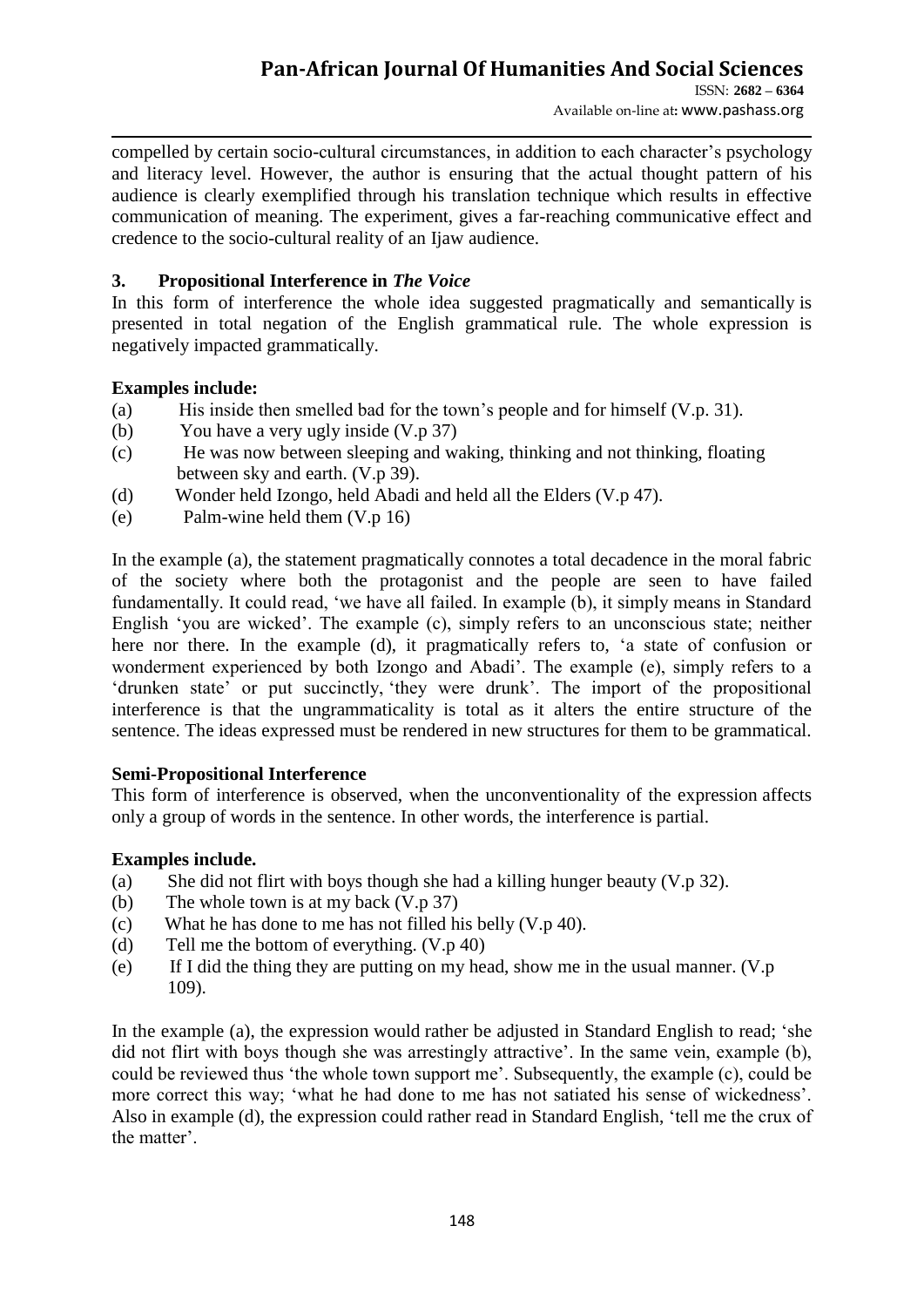compelled by certain socio-cultural circumstances, in addition to each character's psychology and literacy level. However, the author is ensuring that the actual thought pattern of his audience is clearly exemplified through his translation technique which results in effective communication of meaning. The experiment, gives a far-reaching communicative effect and credence to the socio-cultural reality of an Ijaw audience.

### 3. Propositional Interference in *The Voice*

In this form of interference the whole idea suggested pragmatically and semantically is presented in total negation of the English grammatical rule. The whole expression is negatively impacted grammatically.

**Examples include:**

(a) His inside then smelled bad for the town's people and for himself (V.p. 31).
(b) You have a very ugly inside (V.p 37)
(c) He was now between sleeping and waking, thinking and not thinking, floating between sky and earth. (V.p 39).
(d) Wonder held Izongo, held Abadi and held all the Elders (V.p 47).
(e) Palm-wine held them (V.p 16)

In the example (a), the statement pragmatically connotes a total decadence in the moral fabric of the society where both the protagonist and the people are seen to have failed fundamentally. It could read, 'we have all failed. In example (b), it simply means in Standard English 'you are wicked'. The example (c), simply refers to an unconscious state; neither here nor there. In the example (d), it pragmatically refers to, 'a state of confusion or wonderment experienced by both Izongo and Abadi'. The example (e), simply refers to a 'drunken state' or put succinctly, 'they were drunk'. The import of the propositional interference is that the ungrammaticality is total as it alters the entire structure of the sentence. The ideas expressed must be rendered in new structures for them to be grammatical.

**Semi-Propositional Interference**

This form of interference is observed, when the unconventionality of the expression affects only a group of words in the sentence. In other words, the interference is partial.

**Examples include.**

(a) She did not flirt with boys though she had a killing hunger beauty (V.p 32).
(b) The whole town is at my back (V.p 37)
(c) What he has done to me has not filled his belly (V.p 40).
(d) Tell me the bottom of everything. (V.p 40)
(e) If I did the thing they are putting on my head, show me in the usual manner. (V.p 109).

In the example (a), the expression would rather be adjusted in Standard English to read; 'she did not flirt with boys though she was arrestingly attractive'. In the same vein, example (b), could be reviewed thus 'the whole town support me'. Subsequently, the example (c), could be more correct this way; 'what he had done to me has not satiated his sense of wickedness'. Also in example (d), the expression could rather read in Standard English, 'tell me the crux of the matter'.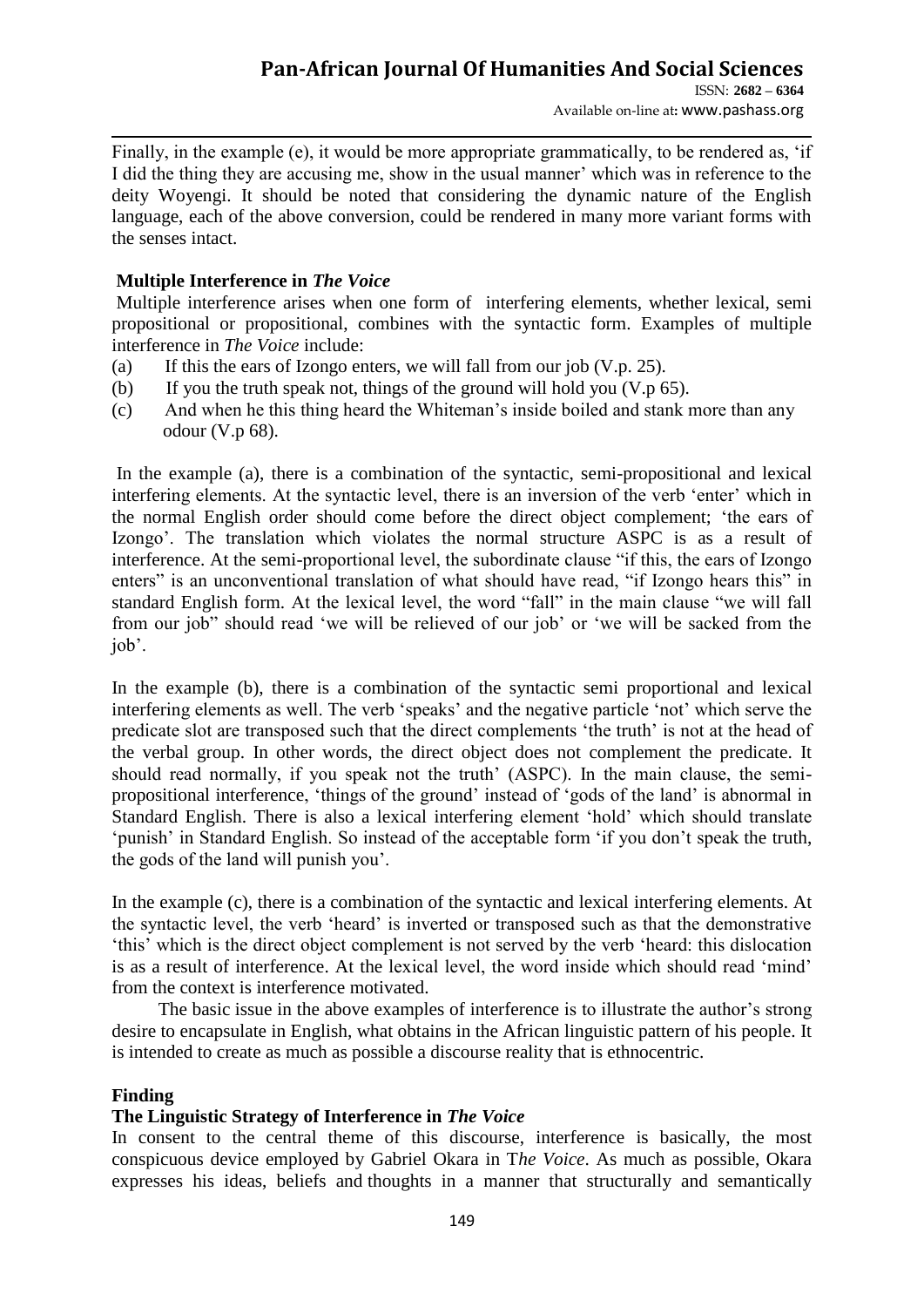Finally, in the example (e), it would be more appropriate grammatically, to be rendered as, 'if I did the thing they are accusing me, show in the usual manner' which was in reference to the deity Woyengi. It should be noted that considering the dynamic nature of the English language, each of the above conversion, could be rendered in many more variant forms with the senses intact.

### Multiple Interference in *The Voice*

Multiple interference arises when one form of interfering elements, whether lexical, semi propositional or propositional, combines with the syntactic form. Examples of multiple interference in *The Voice* include:

(a) If this the ears of Izongo enters, we will fall from our job (V.p. 25).
(b) If you the truth speak not, things of the ground will hold you (V.p 65).
(c) And when he this thing heard the Whiteman's inside boiled and stank more than any odour (V.p 68).

In the example (a), there is a combination of the syntactic, semi-propositional and lexical interfering elements. At the syntactic level, there is an inversion of the verb 'enter' which in the normal English order should come before the direct object complement; 'the ears of Izongo'. The translation which violates the normal structure ASPC is as a result of interference. At the semi-proportional level, the subordinate clause "if this, the ears of Izongo enters" is an unconventional translation of what should have read, "if Izongo hears this" in standard English form. At the lexical level, the word "fall" in the main clause "we will fall from our job" should read 'we will be relieved of our job' or 'we will be sacked from the job'.

In the example (b), there is a combination of the syntactic semi proportional and lexical interfering elements as well. The verb 'speaks' and the negative particle 'not' which serve the predicate slot are transposed such that the direct complements 'the truth' is not at the head of the verbal group. In other words, the direct object does not complement the predicate. It should read normally, if you speak not the truth' (ASPC). In the main clause, the semi-propositional interference, 'things of the ground' instead of 'gods of the land' is abnormal in Standard English. There is also a lexical interfering element 'hold' which should translate 'punish' in Standard English. So instead of the acceptable form 'if you don't speak the truth, the gods of the land will punish you'.

In the example (c), there is a combination of the syntactic and lexical interfering elements. At the syntactic level, the verb 'heard' is inverted or transposed such as that the demonstrative 'this' which is the direct object complement is not served by the verb 'heard: this dislocation is as a result of interference. At the lexical level, the word inside which should read 'mind' from the context is interference motivated.

The basic issue in the above examples of interference is to illustrate the author's strong desire to encapsulate in English, what obtains in the African linguistic pattern of his people. It is intended to create as much as possible a discourse reality that is ethnocentric.

## Finding

### The Linguistic Strategy of Interference in *The Voice*

In consent to the central theme of this discourse, interference is basically, the most conspicuous device employed by Gabriel Okara in T*he Voice*. As much as possible, Okara expresses his ideas, beliefs and thoughts in a manner that structurally and semantically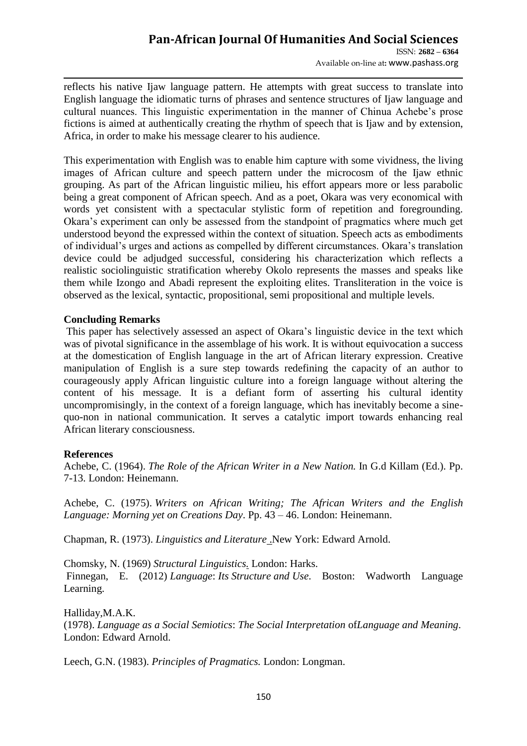reflects his native Ijaw language pattern. He attempts with great success to translate into English language the idiomatic turns of phrases and sentence structures of Ijaw language and cultural nuances. This linguistic experimentation in the manner of Chinua Achebe's prose fictions is aimed at authentically creating the rhythm of speech that is Ijaw and by extension, Africa, in order to make his message clearer to his audience.

This experimentation with English was to enable him capture with some vividness, the living images of African culture and speech pattern under the microcosm of the Ijaw ethnic grouping. As part of the African linguistic milieu, his effort appears more or less parabolic being a great component of African speech. And as a poet, Okara was very economical with words yet consistent with a spectacular stylistic form of repetition and foregrounding. Okara's experiment can only be assessed from the standpoint of pragmatics where much get understood beyond the expressed within the context of situation. Speech acts as embodiments of individual's urges and actions as compelled by different circumstances. Okara's translation device could be adjudged successful, considering his characterization which reflects a realistic sociolinguistic stratification whereby Okolo represents the masses and speaks like them while Izongo and Abadi represent the exploiting elites. Transliteration in the voice is observed as the lexical, syntactic, propositional, semi propositional and multiple levels.

## Concluding Remarks

This paper has selectively assessed an aspect of Okara's linguistic device in the text which was of pivotal significance in the assemblage of his work. It is without equivocation a success at the domestication of English language in the art of African literary expression. Creative manipulation of English is a sure step towards redefining the capacity of an author to courageously apply African linguistic culture into a foreign language without altering the content of his message. It is a defiant form of asserting his cultural identity uncompromisingly, in the context of a foreign language, which has inevitably become a sine-quo-non in national communication. It serves a catalytic import towards enhancing real African literary consciousness.

## References

Achebe, C. (1964). *The Role of the African Writer in a New Nation.* In G.d Killam (Ed.). Pp. 7-13. London: Heinemann.

Achebe, C. (1975). *Writers on African Writing; The African Writers and the English Language: Morning yet on Creations Day*. Pp. 43 – 46. London: Heinemann.

Chapman, R. (1973). *Linguistics and Literature* .New York: Edward Arnold.

Chomsky, N. (1969) *Structural Linguistics.* London: Harks.

Finnegan, E. (2012) *Language*: *Its Structure and Use*. Boston: Wadworth Language Learning.

Halliday,M.A.K. (1978). *Language as a Social Semiotics*: *The Social Interpretation* of*Language and Meaning*. London: Edward Arnold.

Leech, G.N. (1983). *Principles of Pragmatics.* London: Longman.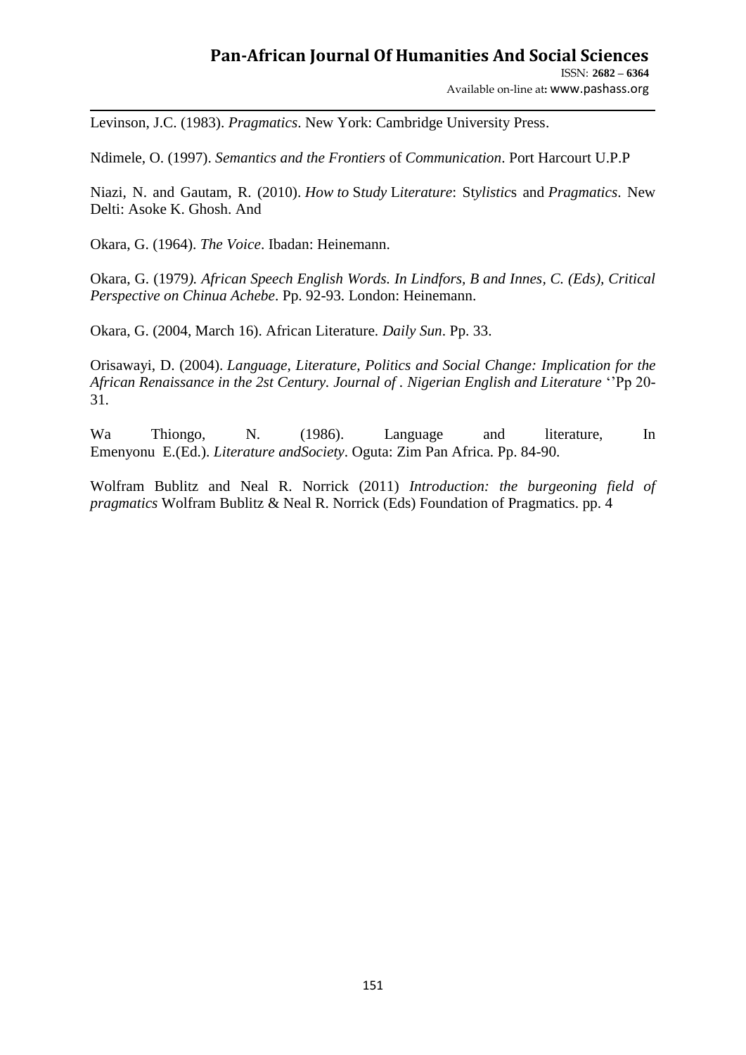Levinson, J.C. (1983). *Pragmatics*. New York: Cambridge University Press.

Ndimele, O. (1997). *Semantics and the Frontiers* of *Communication*. Port Harcourt U.P.P

Niazi, N. and Gautam, R. (2010). *How to* S*tudy* L*iterature*: S*tylistic*s and *Pragmatics*. New Delti: Asoke K. Ghosh. And

Okara, G. (1964). *The Voice*. Ibadan: Heinemann.

Okara, G. (1979*). African Speech English Words. In Lindfors, B and Innes, C. (Eds), Critical Perspective on Chinua Achebe*. Pp. 92-93. London: Heinemann.

Okara, G. (2004, March 16). African Literature. *Daily Sun*. Pp. 33.

Orisawayi, D. (2004). *Language, Literature, Politics and Social Change: Implication for the African Renaissance in the 2st Century. Journal of . Nigerian English and Literature* ''Pp 20-31.

Wa Thiongo, N. (1986). Language and literature, In Emenyonu E.(Ed.). *Literature andSociety*. Oguta: Zim Pan Africa. Pp. 84-90.

Wolfram Bublitz and Neal R. Norrick (2011) *Introduction: the burgeoning field of pragmatics* Wolfram Bublitz & Neal R. Norrick (Eds) Foundation of Pragmatics. pp. 4